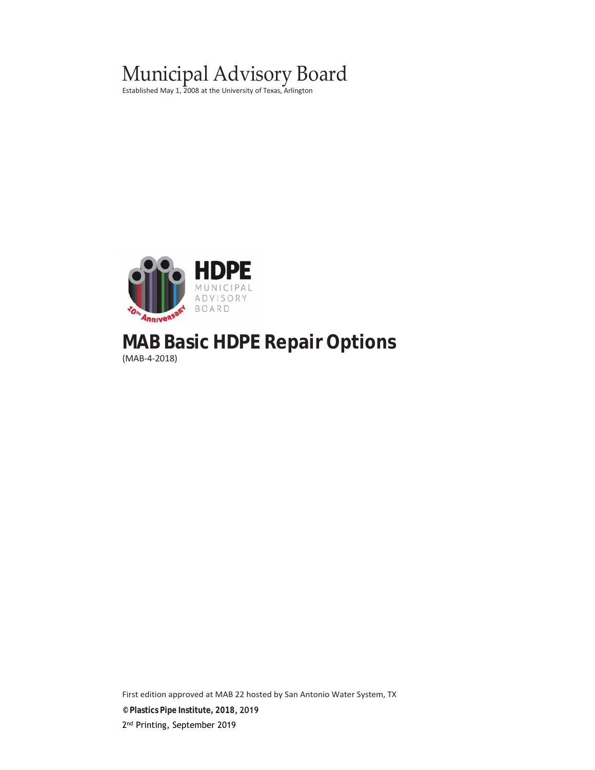# Municipal Advisory Board

Established May 1, 2008 at the University of Texas, Arlington

# MAB Basic HDPE Repair Options

(MAB-4-2018)

First edition approved at MAB 22 hosted by San Antonio Water System, TX

**© Plastics Pipe Institute, 2018, 2019**

2nd Printing, September 2019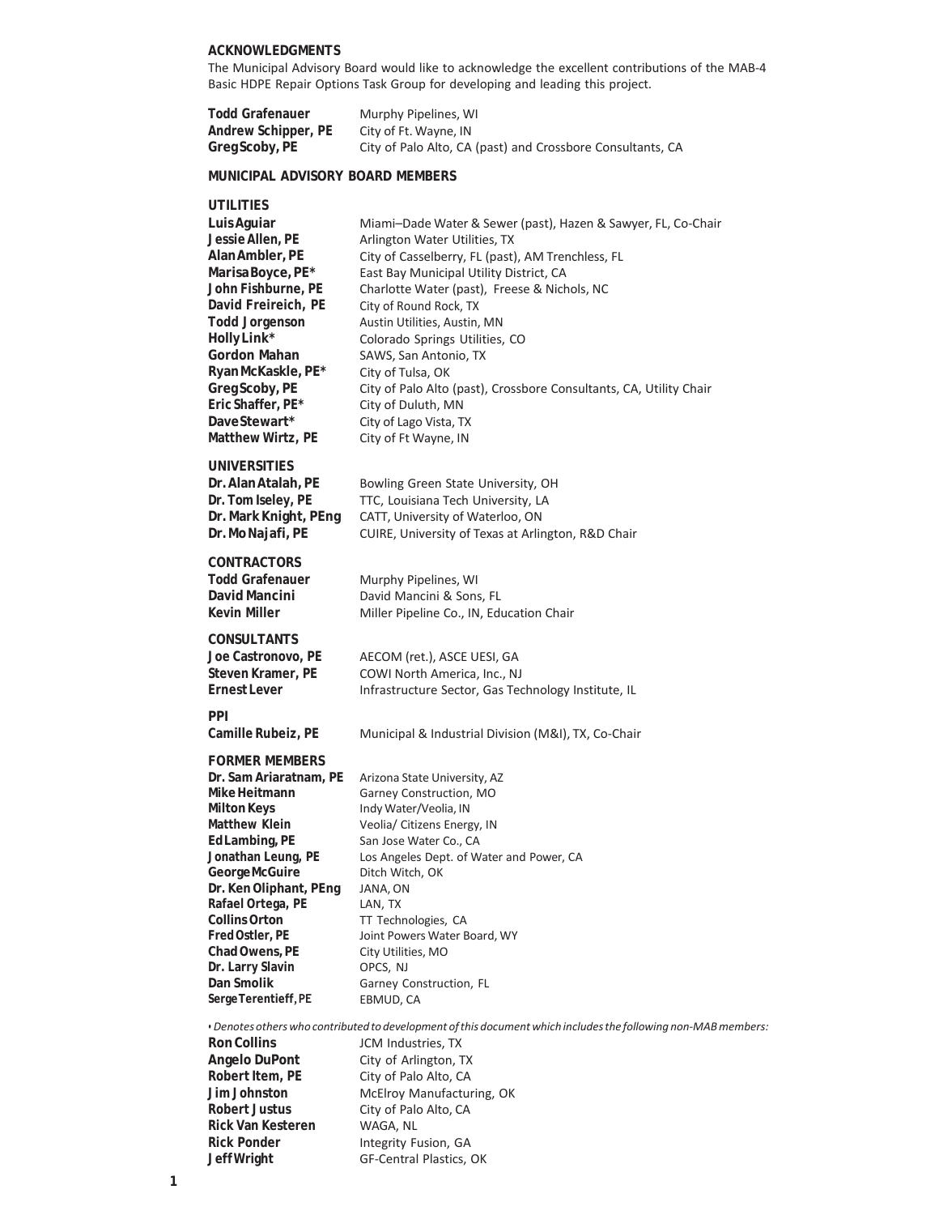## ACKNOWLEDGMENTS

The Municipal Advisory Board would like to acknowledge the excellent contributions of the MAB-4 Basic HDPE Repair Options Task Group for developing and leading this project.

| | |
|---|---|
| **Todd Grafenauer** | Murphy Pipelines, WI |
| **Andrew Schipper, PE** | City of Ft. Wayne, IN |
| **Greg Scoby, PE** | City of Palo Alto, CA (past) and Crossbore Consultants, CA |

## MUNICIPAL ADVISORY BOARD MEMBERS

### UTILITIES

| | |
|---|---|
| **Luis Aguiar** | Miami–Dade Water & Sewer (past), Hazen & Sawyer, FL, Co-Chair |
| **Jessie Allen, PE** | Arlington Water Utilities, TX |
| **Alan Ambler, PE** | City of Casselberry, FL (past), AM Trenchless, FL |
| **Marisa Boyce, PE*** | East Bay Municipal Utility District, CA |
| **John Fishburne, PE** | Charlotte Water (past), Freese & Nichols, NC |
| **David Freireich, PE** | City of Round Rock, TX |
| **Todd Jorgenson** | Austin Utilities, Austin, MN |
| **Holly Link*** | Colorado Springs Utilities, CO |
| **Gordon Mahan** | SAWS, San Antonio, TX |
| **Ryan McKaskle, PE*** | City of Tulsa, OK |
| **Greg Scoby, PE** | City of Palo Alto (past), Crossbore Consultants, CA, Utility Chair |
| **Eric Shaffer, PE*** | City of Duluth, MN |
| **Dave Stewart*** | City of Lago Vista, TX |
| **Matthew Wirtz, PE** | City of Ft Wayne, IN |

### UNIVERSITIES

| | |
|---|---|
| **Dr. Alan Atalah, PE** | Bowling Green State University, OH |
| **Dr. Tom Iseley, PE** | TTC, Louisiana Tech University, LA |
| **Dr. Mark Knight, PEng** | CATT, University of Waterloo, ON |
| **Dr. Mo Najafi, PE** | CUIRE, University of Texas at Arlington, R&D Chair |

### CONTRACTORS

| | |
|---|---|
| **Todd Grafenauer** | Murphy Pipelines, WI |
| **David Mancini** | David Mancini & Sons, FL |
| **Kevin Miller** | Miller Pipeline Co., IN, Education Chair |

### CONSULTANTS

| | |
|---|---|
| **Joe Castronovo, PE** | AECOM (ret.), ASCE UESI, GA |
| **Steven Kramer, PE** | COWI North America, Inc., NJ |
| **Ernest Lever** | Infrastructure Sector, Gas Technology Institute, IL |

### PPI

| | |
|---|---|
| **Camille Rubeiz, PE** | Municipal & Industrial Division (M&I), TX, Co-Chair |

### FORMER MEMBERS

| | |
|---|---|
| **Dr. Sam Ariaratnam, PE** | Arizona State University, AZ |
| **Mike Heitmann** | Garney Construction, MO |
| **Milton Keys** | Indy Water/Veolia, IN |
| **Matthew Klein** | Veolia/ Citizens Energy, IN |
| **Ed Lambing, PE** | San Jose Water Co., CA |
| **Jonathan Leung, PE** | Los Angeles Dept. of Water and Power, CA |
| **George McGuire** | Ditch Witch, OK |
| **Dr. Ken Oliphant, PEng** | JANA, ON |
| **Rafael Ortega, PE** | LAN, TX |
| **Collins Orton** | TT Technologies, CA |
| **Fred Ostler, PE** | Joint Powers Water Board, WY |
| **Chad Owens, PE** | City Utilities, MO |
| **Dr. Larry Slavin** | OPCS, NJ |
| **Dan Smolik** | Garney Construction, FL |
| **Serge Terentieff, PE** | EBMUD, CA |

*• Denotes others who contributed to development of this document which includes the following non-MAB members:*

| | |
|---|---|
| **Ron Collins** | JCM Industries, TX |
| **Angelo DuPont** | City of Arlington, TX |
| **Robert Item, PE** | City of Palo Alto, CA |
| **Jim Johnston** | McElroy Manufacturing, OK |
| **Robert Justus** | City of Palo Alto, CA |
| **Rick Van Kesteren** | WAGA, NL |
| **Rick Ponder** | Integrity Fusion, GA |
| **Jeff Wright** | GF-Central Plastics, OK |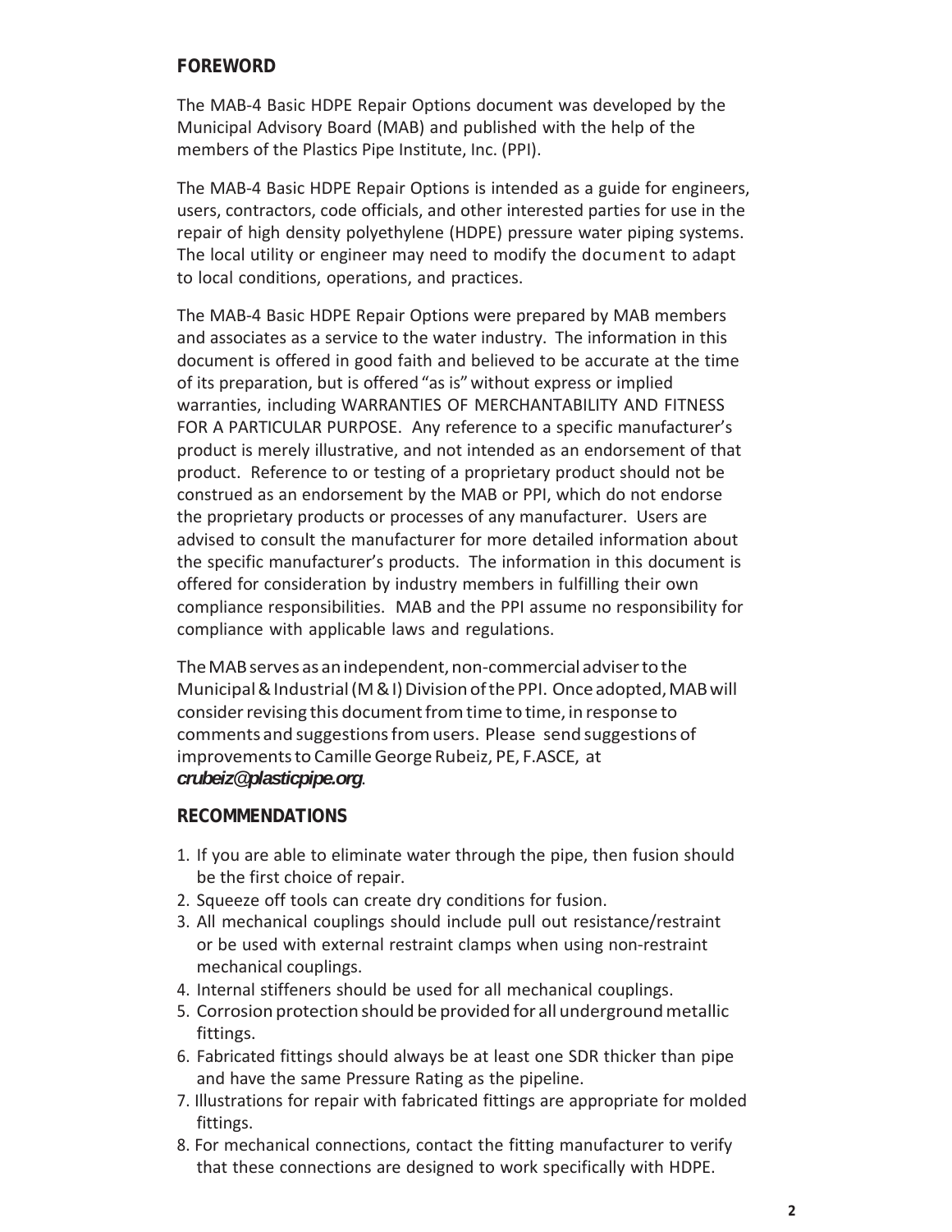## FOREWORD

The MAB-4 Basic HDPE Repair Options document was developed by the Municipal Advisory Board (MAB) and published with the help of the members of the Plastics Pipe Institute, Inc. (PPI).

The MAB-4 Basic HDPE Repair Options is intended as a guide for engineers, users, contractors, code officials, and other interested parties for use in the repair of high density polyethylene (HDPE) pressure water piping systems. The local utility or engineer may need to modify the document to adapt to local conditions, operations, and practices.

The MAB-4 Basic HDPE Repair Options were prepared by MAB members and associates as a service to the water industry. The information in this document is offered in good faith and believed to be accurate at the time of its preparation, but is offered "as is" without express or implied warranties, including WARRANTIES OF MERCHANTABILITY AND FITNESS FOR A PARTICULAR PURPOSE. Any reference to a specific manufacturer's product is merely illustrative, and not intended as an endorsement of that product. Reference to or testing of a proprietary product should not be construed as an endorsement by the MAB or PPI, which do not endorse the proprietary products or processes of any manufacturer. Users are advised to consult the manufacturer for more detailed information about the specific manufacturer's products. The information in this document is offered for consideration by industry members in fulfilling their own compliance responsibilities. MAB and the PPI assume no responsibility for compliance with applicable laws and regulations.

The MAB serves as an independent, non-commercial adviser to the Municipal & Industrial (M & I) Division of the PPI. Once adopted, MAB will consider revising this document from time to time, in response to comments and suggestions from users. Please send suggestions of improvements to Camille George Rubeiz, PE, F.ASCE, at ***crubeiz@plasticpipe.org***.

## RECOMMENDATIONS

1. If you are able to eliminate water through the pipe, then fusion should be the first choice of repair.
2. Squeeze off tools can create dry conditions for fusion.
3. All mechanical couplings should include pull out resistance/restraint or be used with external restraint clamps when using non-restraint mechanical couplings.
4. Internal stiffeners should be used for all mechanical couplings.
5. Corrosion protection should be provided for all underground metallic fittings.
6. Fabricated fittings should always be at least one SDR thicker than pipe and have the same Pressure Rating as the pipeline.
7. Illustrations for repair with fabricated fittings are appropriate for molded fittings.
8. For mechanical connections, contact the fitting manufacturer to verify that these connections are designed to work specifically with HDPE.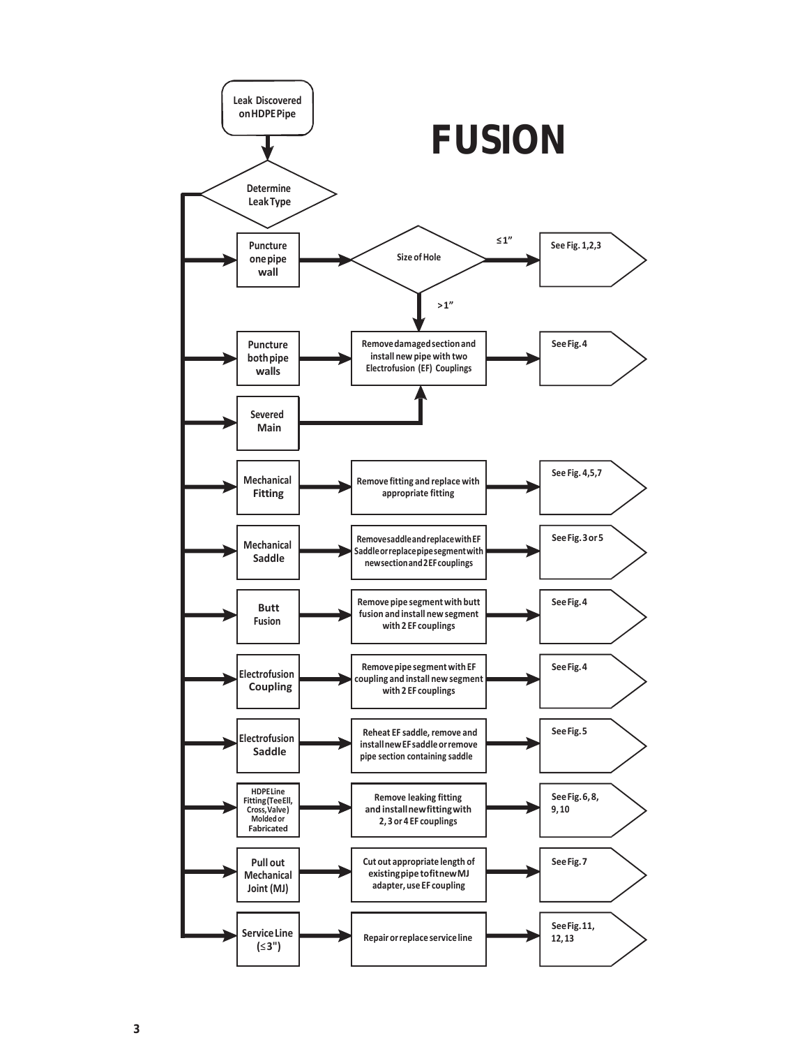# FUSION

**Leak Discovered on HDPE Pipe** → **Determine Leak Type**

| Leak Type | Action | Reference |
| --- | --- | --- |
| Puncture one pipe wall | Size of Hole: ≤1” | See Fig. 1,2,3 |
| Puncture one pipe wall | Size of Hole: >1” → Remove damaged section and install new pipe with two Electrofusion (EF) Couplings | See Fig. 4 |
| Puncture both pipe walls | Remove damaged section and install new pipe with two Electrofusion (EF) Couplings | See Fig. 4 |
| Severed Main | Remove damaged section and install new pipe with two Electrofusion (EF) Couplings | See Fig. 4 |
| Mechanical Fitting | Remove fitting and replace with appropriate fitting | See Fig. 4,5,7 |
| Mechanical Saddle | Remove saddle and replace with EF Saddle or replace pipe segment with new section and 2 EF couplings | See Fig. 3 or 5 |
| Butt Fusion | Remove pipe segment with butt fusion and install new segment with 2 EF couplings | See Fig. 4 |
| Electrofusion Coupling | Remove pipe segment with EF coupling and install new segment with 2 EF couplings | See Fig. 4 |
| Electrofusion Saddle | Reheat EF saddle, remove and install new EF saddle or remove pipe section containing saddle | See Fig. 5 |
| HDPE Line Fitting (Tee Ell, Cross, Valve) Molded or Fabricated | Remove leaking fitting and install new fitting with 2, 3 or 4 EF couplings | See Fig. 6, 8, 9, 10 |
| Pull out Mechanical Joint (MJ) | Cut out appropriate length of existing pipe to fit new MJ adapter, use EF coupling | See Fig. 7 |
| Service Line (≤3") | Repair or replace service line | See Fig. 11, 12, 13 |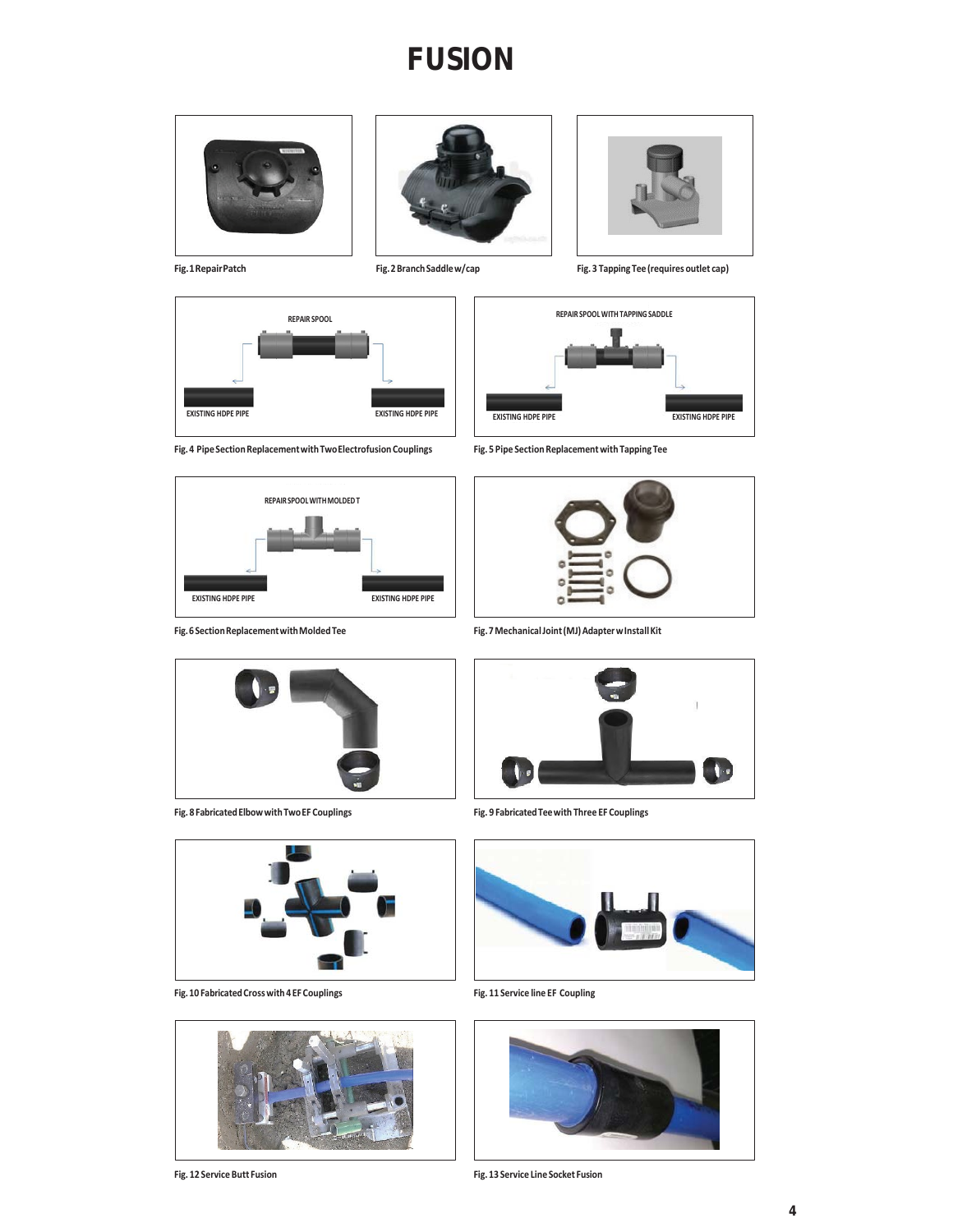# FUSION

Fig. 1 Repair Patch

Fig. 2 Branch Saddle w/cap

Fig. 3 Tapping Tee (requires outlet cap)

REPAIR SPOOL

EXISTING HDPE PIPE

EXISTING HDPE PIPE

Fig. 4 Pipe Section Replacement with Two Electrofusion Couplings

REPAIR SPOOL WITH TAPPING SADDLE

EXISTING HDPE PIPE

EXISTING HDPE PIPE

Fig. 5 Pipe Section Replacement with Tapping Tee

REPAIR SPOOL WITH MOLDED T

EXISTING HDPE PIPE

EXISTING HDPE PIPE

Fig. 6 Section Replacement with Molded Tee

Fig. 7 Mechanical Joint (MJ) Adapter w Install Kit

Fig. 8 Fabricated Elbow with Two EF Couplings

Fig. 9 Fabricated Tee with Three EF Couplings

Fig. 10 Fabricated Cross with 4 EF Couplings

Fig. 11 Service line EF Coupling

Fig. 12 Service Butt Fusion

Fig. 13 Service Line Socket Fusion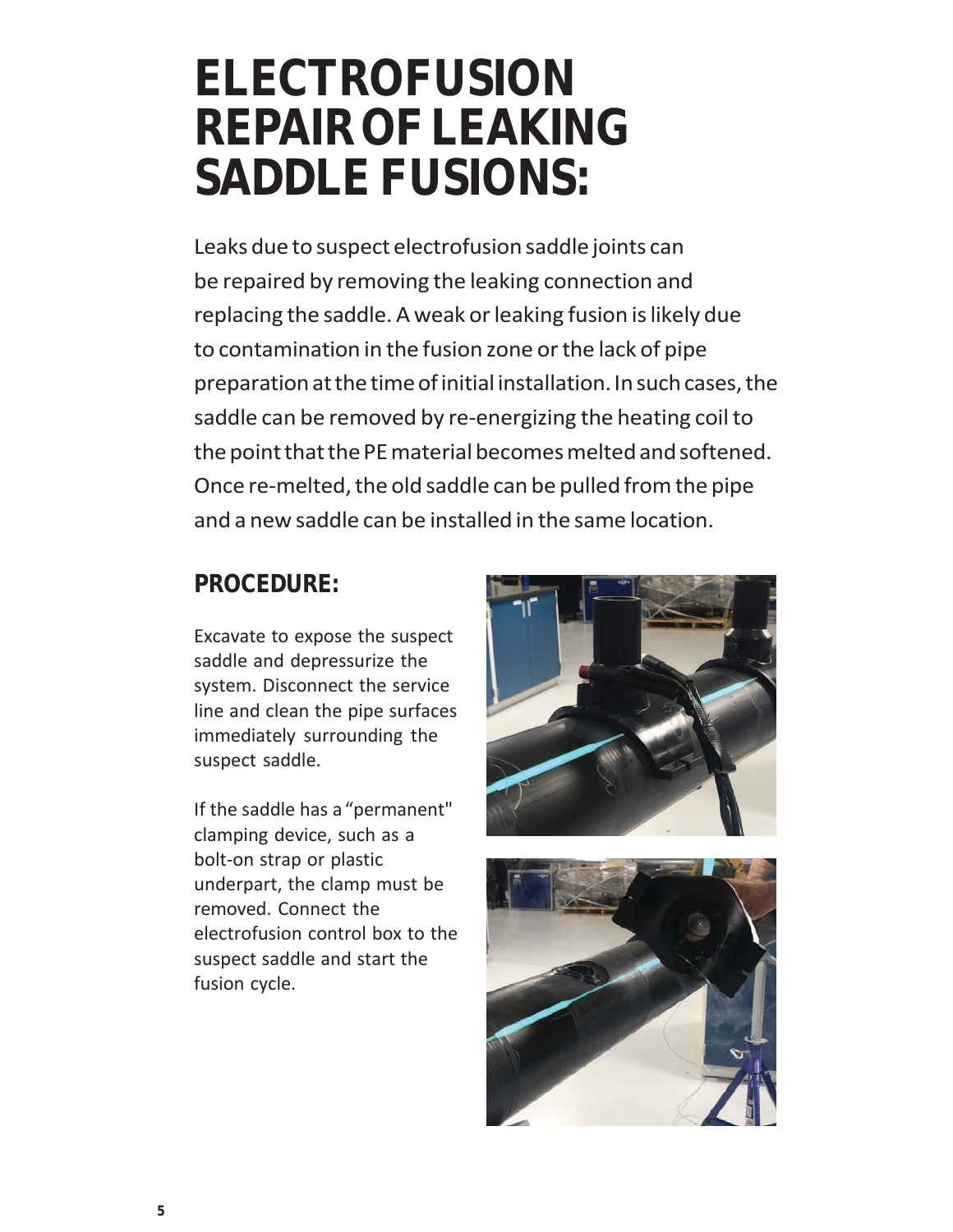# ELECTROFUSION REPAIR OF LEAKING SADDLE FUSIONS:

Leaks due to suspect electrofusion saddle joints can be repaired by removing the leaking connection and replacing the saddle. A weak or leaking fusion is likely due to contamination in the fusion zone or the lack of pipe preparation at the time of initial installation. In such cases, the saddle can be removed by re-energizing the heating coil to the point that the PE material becomes melted and softened. Once re-melted, the old saddle can be pulled from the pipe and a new saddle can be installed in the same location.

## PROCEDURE:

Excavate to expose the suspect saddle and depressurize the system. Disconnect the service line and clean the pipe surfaces immediately surrounding the suspect saddle.

If the saddle has a "permanent" clamping device, such as a bolt-on strap or plastic underpart, the clamp must be removed. Connect the electrofusion control box to the suspect saddle and start the fusion cycle.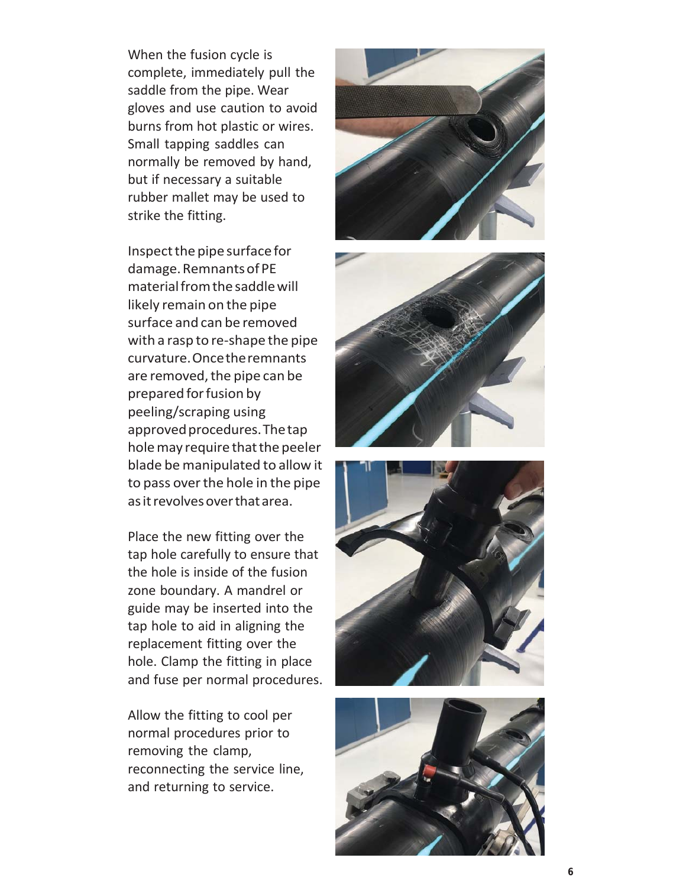When the fusion cycle is complete, immediately pull the saddle from the pipe. Wear gloves and use caution to avoid burns from hot plastic or wires. Small tapping saddles can normally be removed by hand, but if necessary a suitable rubber mallet may be used to strike the fitting.

Inspect the pipe surface for damage. Remnants of PE material from the saddle will likely remain on the pipe surface and can be removed with a rasp to re-shape the pipe curvature. Once the remnants are removed, the pipe can be prepared for fusion by peeling/scraping using approved procedures. The tap hole may require that the peeler blade be manipulated to allow it to pass over the hole in the pipe as it revolves over that area.

Place the new fitting over the tap hole carefully to ensure that the hole is inside of the fusion zone boundary. A mandrel or guide may be inserted into the tap hole to aid in aligning the replacement fitting over the hole. Clamp the fitting in place and fuse per normal procedures.

Allow the fitting to cool per normal procedures prior to removing the clamp, reconnecting the service line, and returning to service.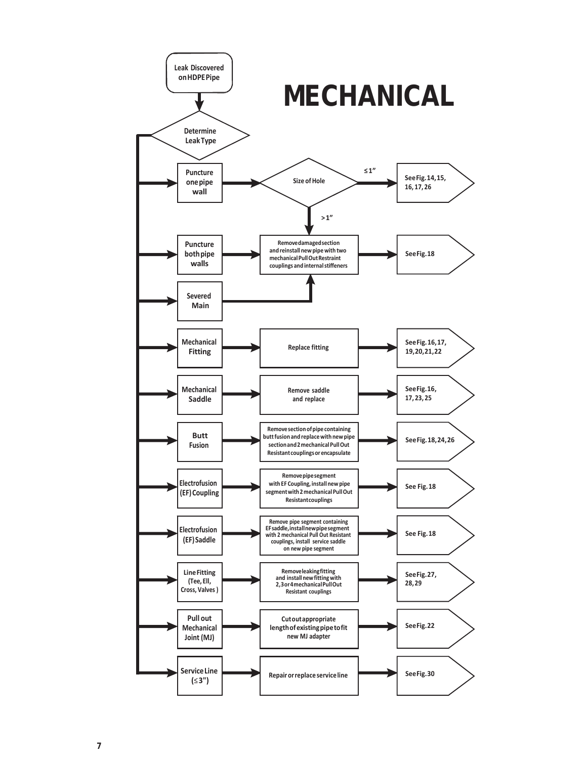# MECHANICAL

**Leak Discovered on HDPE Pipe** → **Determine Leak Type**

| Leak Type | Action | Reference |
|---|---|---|
| Puncture one pipe wall | Size of Hole: ≤1" → See Fig. 14, 15, 16, 17, 26; >1" → Remove damaged section and reinstall new pipe with two mechanical Pull Out Restraint couplings and internal stiffeners | See Fig. 18 |
| Puncture both pipe walls | Remove damaged section and reinstall new pipe with two mechanical Pull Out Restraint couplings and internal stiffeners | See Fig. 18 |
| Severed Main | Remove damaged section and reinstall new pipe with two mechanical Pull Out Restraint couplings and internal stiffeners | See Fig. 18 |
| Mechanical Fitting | Replace fitting | See Fig. 16, 17, 19, 20, 21, 22 |
| Mechanical Saddle | Remove saddle and replace | See Fig. 16, 17, 23, 25 |
| Butt Fusion | Remove section of pipe containing butt fusion and replace with new pipe section and 2 mechanical Pull Out Resistant couplings or encapsulate | See Fig. 18, 24, 26 |
| Electrofusion (EF) Coupling | Remove pipe segment with EF Coupling, install new pipe segment with 2 mechanical Pull Out Resistant couplings | See Fig. 18 |
| Electrofusion (EF) Saddle | Remove pipe segment containing EF saddle, install new pipe segment with 2 mechanical Pull Out Resistant couplings, install service saddle on new pipe segment | See Fig. 18 |
| Line Fitting (Tee, Ell, Cross, Valves) | Remove leaking fitting and install new fitting with 2, 3 or 4 mechanical Pull Out Resistant couplings | See Fig. 27, 28, 29 |
| Pull out Mechanical Joint (MJ) | Cut out appropriate length of existing pipe to fit new MJ adapter | See Fig. 22 |
| Service Line (≤3") | Repair or replace service line | See Fig. 30 |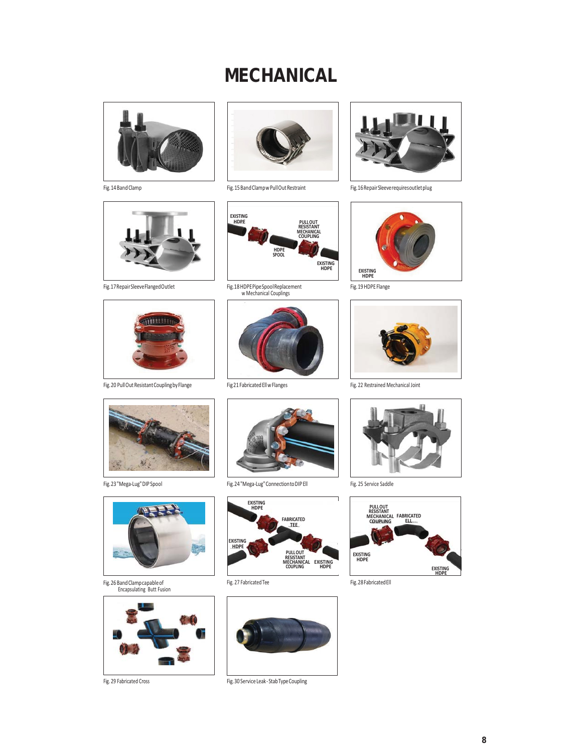# MECHANICAL

Fig. 14 Band Clamp

Fig. 15 Band Clamp w Pull Out Restraint

Fig. 16 Repair Sleeve requires outlet plug

Fig. 17 Repair Sleeve Flanged Outlet

EXISTING HDPE

PULL OUT RESISTANT MECHANICAL COUPLING

HDPE SPOOL

EXISTING HDPE

Fig. 18 HDPE Pipe Spool Replacement w Mechanical Couplings

EXISTING HDPE

Fig. 19 HDPE Flange

Fig. 20 Pull Out Resistant Coupling by Flange

Fig 21 Fabricated Ell w Flanges

Fig. 22 Restrained Mechanical Joint

Fig. 23 "Mega-Lug" DIP Spool

Fig. 24 "Mega-Lug" Connection to DIP Ell

Fig. 25 Service Saddle

Fig. 26 Band Clamp capable of Encapsulating Butt Fusion

EXISTING HDPE

FABRICATED TEE

EXISTING HDPE

PULL OUT RESISTANT MECHANICAL COUPLING

EXISTING HDPE

Fig. 27 Fabricated Tee

PULL OUT RESISTANT MECHANICAL COUPLING

FABRICATED ELL

EXISTING HDPE

EXISTING HDPE

Fig. 28 Fabricated Ell

Fig. 29 Fabricated Cross

Fig. 30 Service Leak - Stab Type Coupling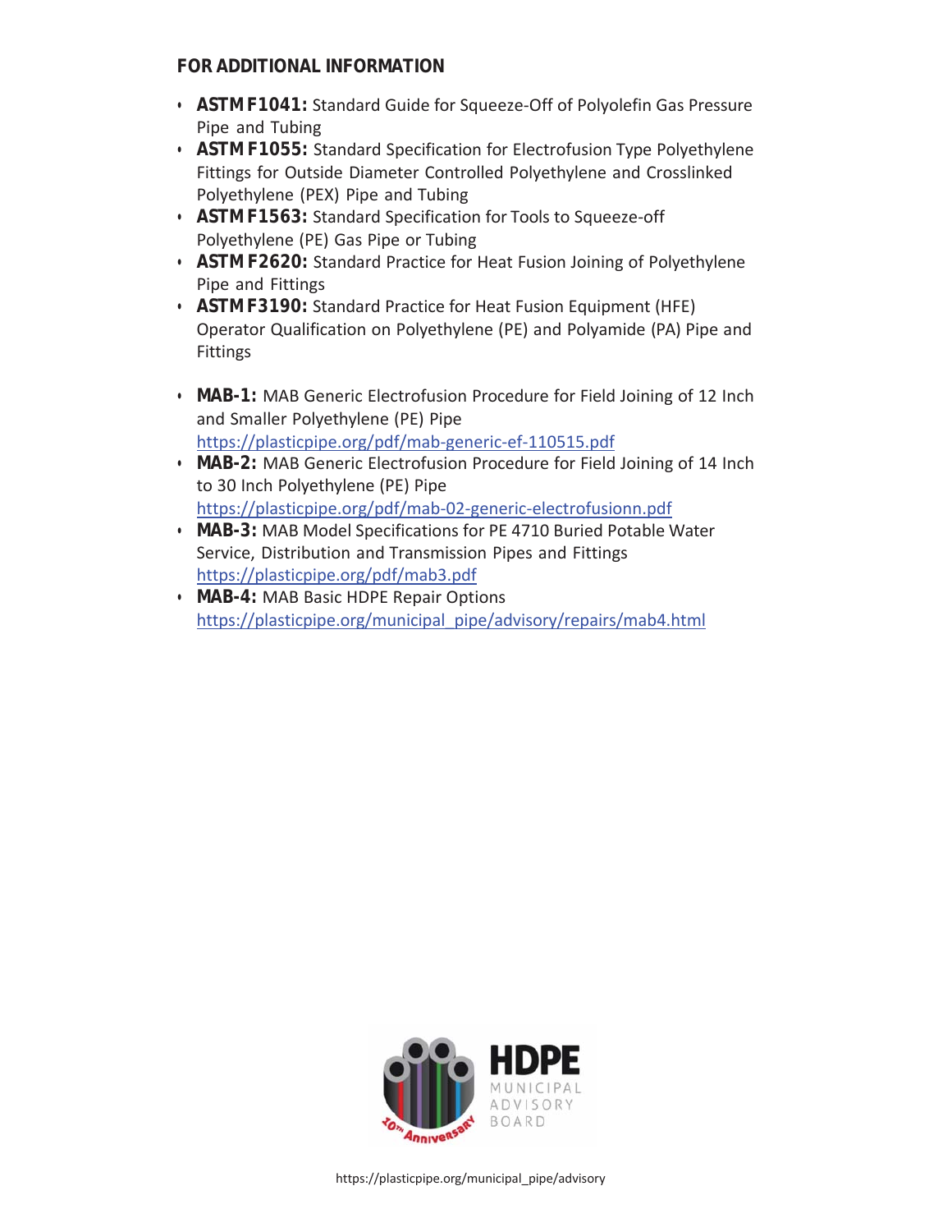## FOR ADDITIONAL INFORMATION

- **ASTM F1041:** Standard Guide for Squeeze-Off of Polyolefin Gas Pressure Pipe and Tubing
- **ASTM F1055:** Standard Specification for Electrofusion Type Polyethylene Fittings for Outside Diameter Controlled Polyethylene and Crosslinked Polyethylene (PEX) Pipe and Tubing
- **ASTM F1563:** Standard Specification for Tools to Squeeze-off Polyethylene (PE) Gas Pipe or Tubing
- **ASTM F2620:** Standard Practice for Heat Fusion Joining of Polyethylene Pipe and Fittings
- **ASTM F3190:** Standard Practice for Heat Fusion Equipment (HFE) Operator Qualification on Polyethylene (PE) and Polyamide (PA) Pipe and Fittings

- **MAB-1:** MAB Generic Electrofusion Procedure for Field Joining of 12 Inch and Smaller Polyethylene (PE) Pipe
  https://plasticpipe.org/pdf/mab-generic-ef-110515.pdf
- **MAB-2:** MAB Generic Electrofusion Procedure for Field Joining of 14 Inch to 30 Inch Polyethylene (PE) Pipe
  https://plasticpipe.org/pdf/mab-02-generic-electrofusionn.pdf
- **MAB-3:** MAB Model Specifications for PE 4710 Buried Potable Water Service, Distribution and Transmission Pipes and Fittings
  https://plasticpipe.org/pdf/mab3.pdf
- **MAB-4:** MAB Basic HDPE Repair Options
  https://plasticpipe.org/municipal_pipe/advisory/repairs/mab4.html

HDPE MUNICIPAL ADVISORY BOARD

10th Anniversary

https://plasticpipe.org/municipal_pipe/advisory